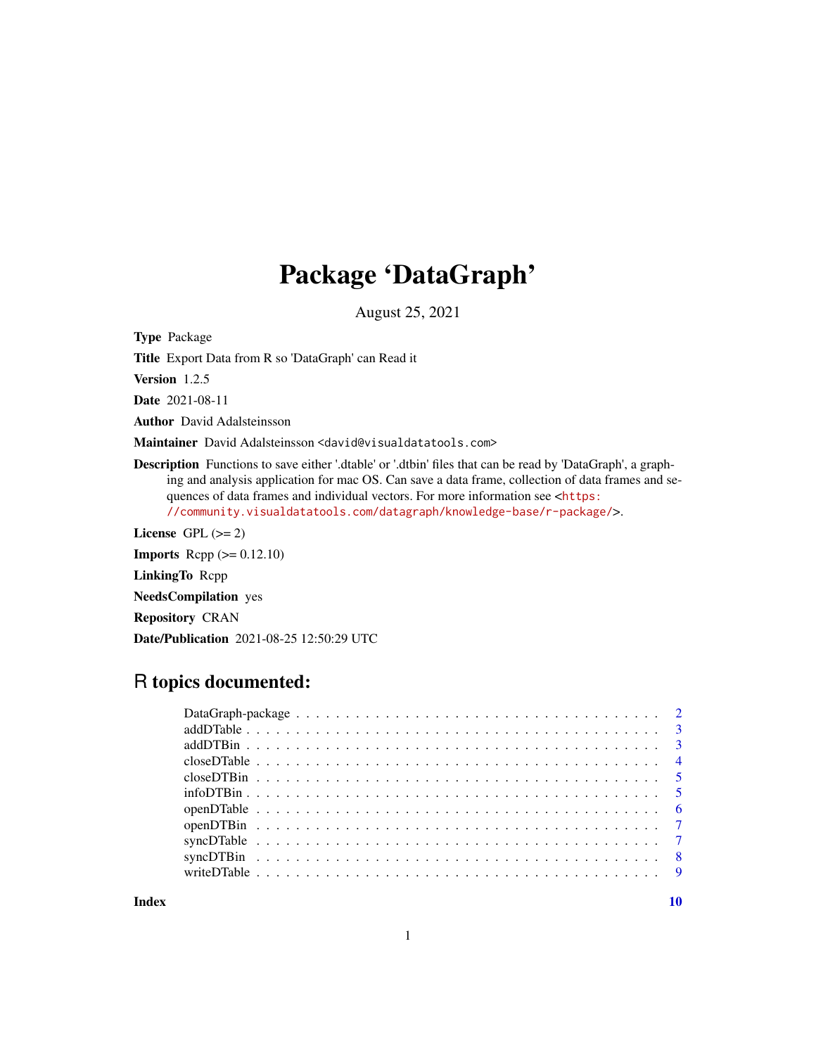# Package 'DataGraph'

August 25, 2021

**Type** Package

**Title** Export Data from R so 'DataGraph' can Read it

**Version** 1.2.5

**Date** 2021-08-11

**Author** David Adalsteinsson

**Maintainer** David Adalsteinsson <david@visualdatatools.com>

**Description** Functions to save either '.dtable' or '.dtbin' files that can be read by 'DataGraph', a graphing and analysis application for mac OS. Can save a data frame, collection of data frames and sequences of data frames and individual vectors. For more information see <https://community.visualdatatools.com/datagraph/knowledge-base/r-package/>.

**License** GPL (>= 2)

**Imports** Rcpp (>= 0.12.10)

**LinkingTo** Rcpp

**NeedsCompilation** yes

**Repository** CRAN

**Date/Publication** 2021-08-25 12:50:29 UTC

## R topics documented:

- DataGraph-package . . . . . . . . . . 2
- addDTable . . . . . . . . . . 3
- addDTBin . . . . . . . . . . 3
- closeDTable . . . . . . . . . . 4
- closeDTBin . . . . . . . . . . 5
- infoDTBin . . . . . . . . . . 5
- openDTable . . . . . . . . . . 6
- openDTBin . . . . . . . . . . 7
- syncDTable . . . . . . . . . . 7
- syncDTBin . . . . . . . . . . 8
- writeDTable . . . . . . . . . . 9

**Index** **10**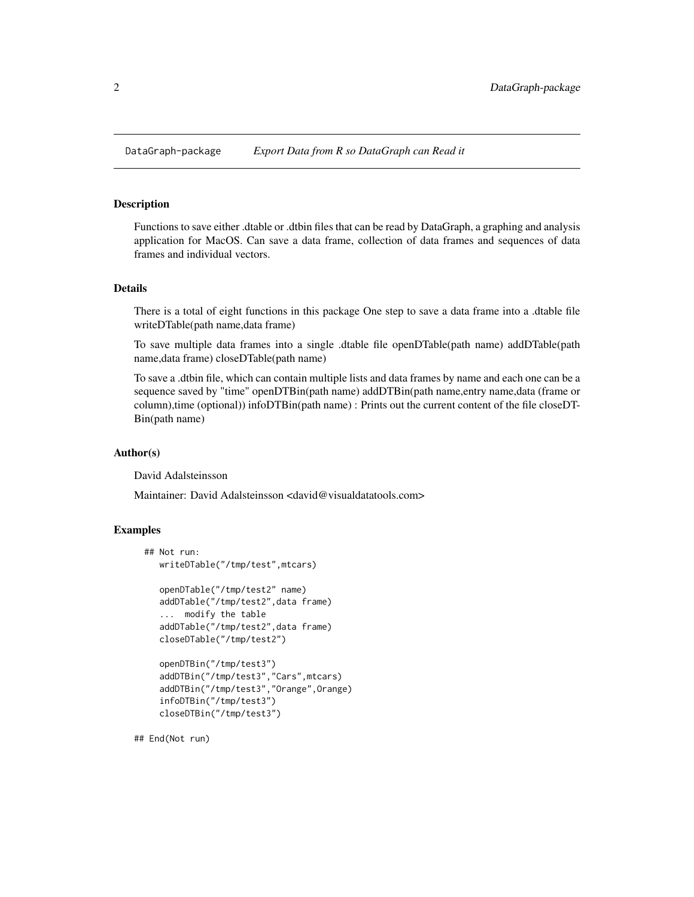# DataGraph-package *Export Data from R so DataGraph can Read it*

## Description

Functions to save either .dtable or .dtbin files that can be read by DataGraph, a graphing and analysis application for MacOS. Can save a data frame, collection of data frames and sequences of data frames and individual vectors.

## Details

There is a total of eight functions in this package One step to save a data frame into a .dtable file writeDTable(path name,data frame)

To save multiple data frames into a single .dtable file openDTable(path name) addDTable(path name,data frame) closeDTable(path name)

To save a .dtbin file, which can contain multiple lists and data frames by name and each one can be a sequence saved by "time" openDTBin(path name) addDTBin(path name,entry name,data (frame or column),time (optional)) infoDTBin(path name) : Prints out the current content of the file closeDTBin(path name)

## Author(s)

David Adalsteinsson

Maintainer: David Adalsteinsson <david@visualdatatools.com>

## Examples

```
## Not run:
   writeDTable("/tmp/test",mtcars)

   openDTable("/tmp/test2" name)
   addDTable("/tmp/test2",data frame)
   ...  modify the table
   addDTable("/tmp/test2",data frame)
   closeDTable("/tmp/test2")

   openDTBin("/tmp/test3")
   addDTBin("/tmp/test3","Cars",mtcars)
   addDTBin("/tmp/test3","Orange",Orange)
   infoDTBin("/tmp/test3")
   closeDTBin("/tmp/test3")

## End(Not run)
```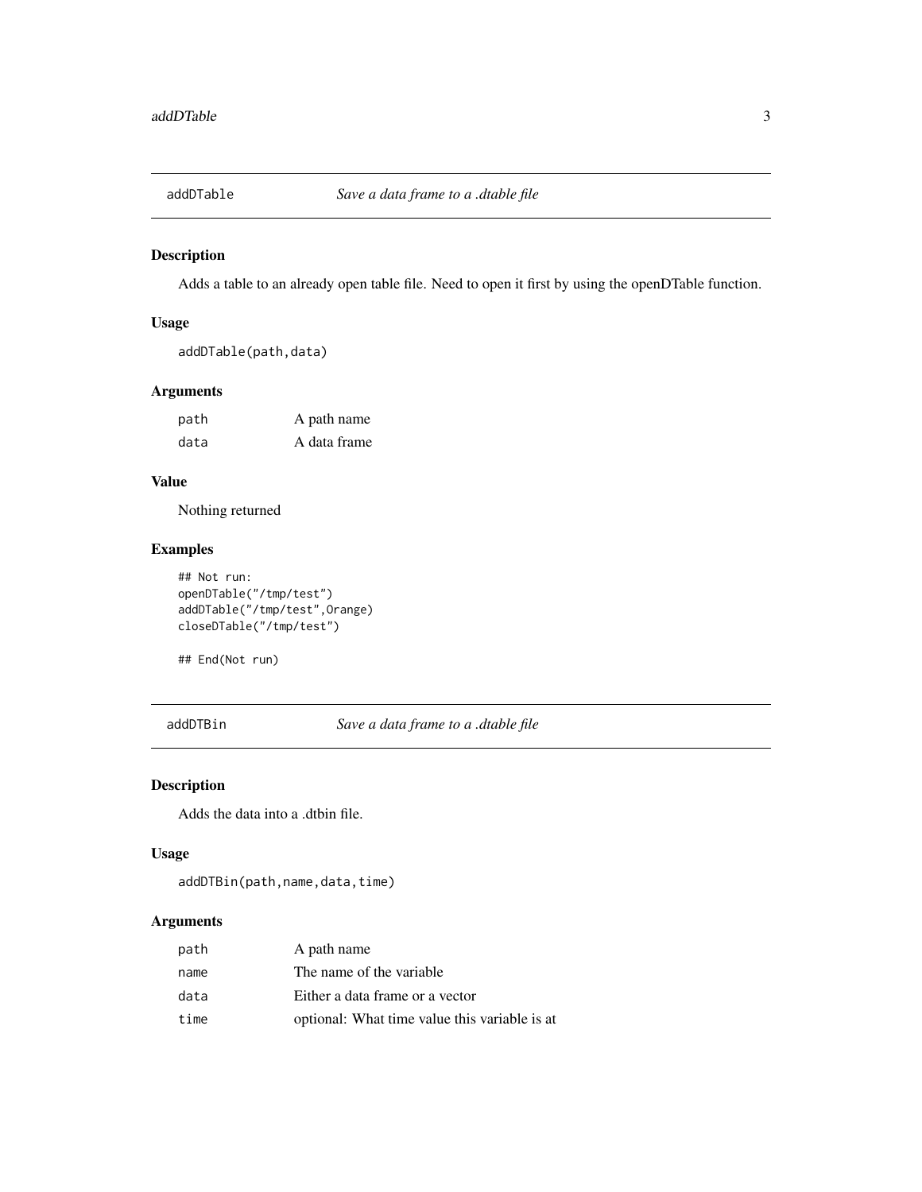## addDTable — *Save a data frame to a .dtable file*

### Description

Adds a table to an already open table file. Need to open it first by using the openDTable function.

### Usage

```
addDTable(path,data)
```

### Arguments

| | |
|---|---|
| path | A path name |
| data | A data frame |

### Value

Nothing returned

### Examples

```
## Not run:
openDTable("/tmp/test")
addDTable("/tmp/test",Orange)
closeDTable("/tmp/test")

## End(Not run)
```

## addDTBin — *Save a data frame to a .dtable file*

### Description

Adds the data into a .dtbin file.

### Usage

```
addDTBin(path,name,data,time)
```

### Arguments

| | |
|---|---|
| path | A path name |
| name | The name of the variable |
| data | Either a data frame or a vector |
| time | optional: What time value this variable is at |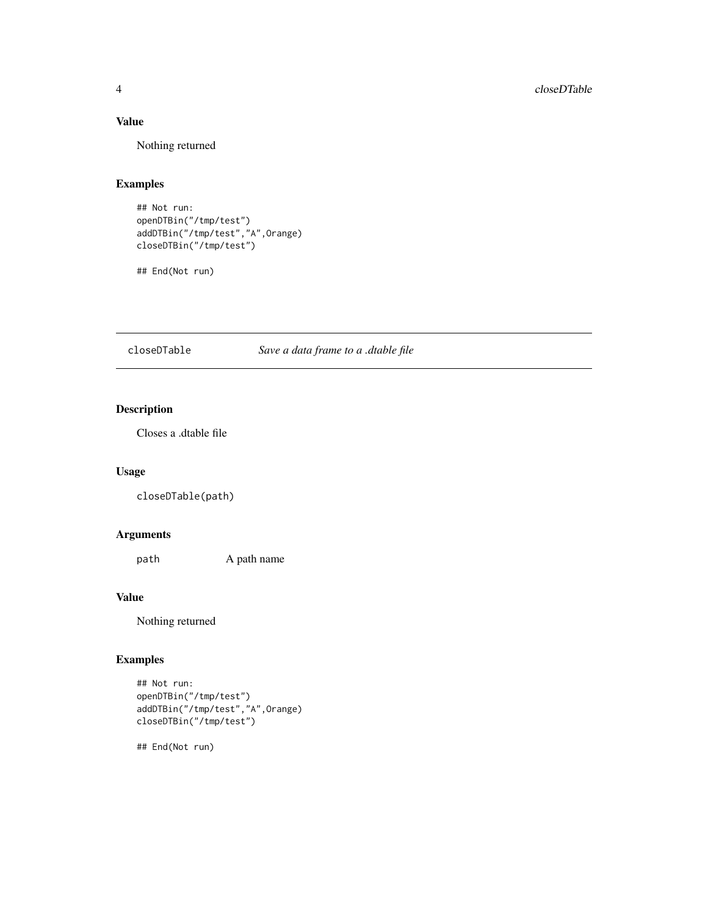### Value

Nothing returned

### Examples

```
## Not run:
openDTBin("/tmp/test")
addDTBin("/tmp/test","A",Orange)
closeDTBin("/tmp/test")

## End(Not run)
```

---

## closeDTable — *Save a data frame to a .dtable file*

### Description

Closes a .dtable file

### Usage

```
closeDTable(path)
```

### Arguments

| | |
|---|---|
| path | A path name |

### Value

Nothing returned

### Examples

```
## Not run:
openDTBin("/tmp/test")
addDTBin("/tmp/test","A",Orange)
closeDTBin("/tmp/test")

## End(Not run)
```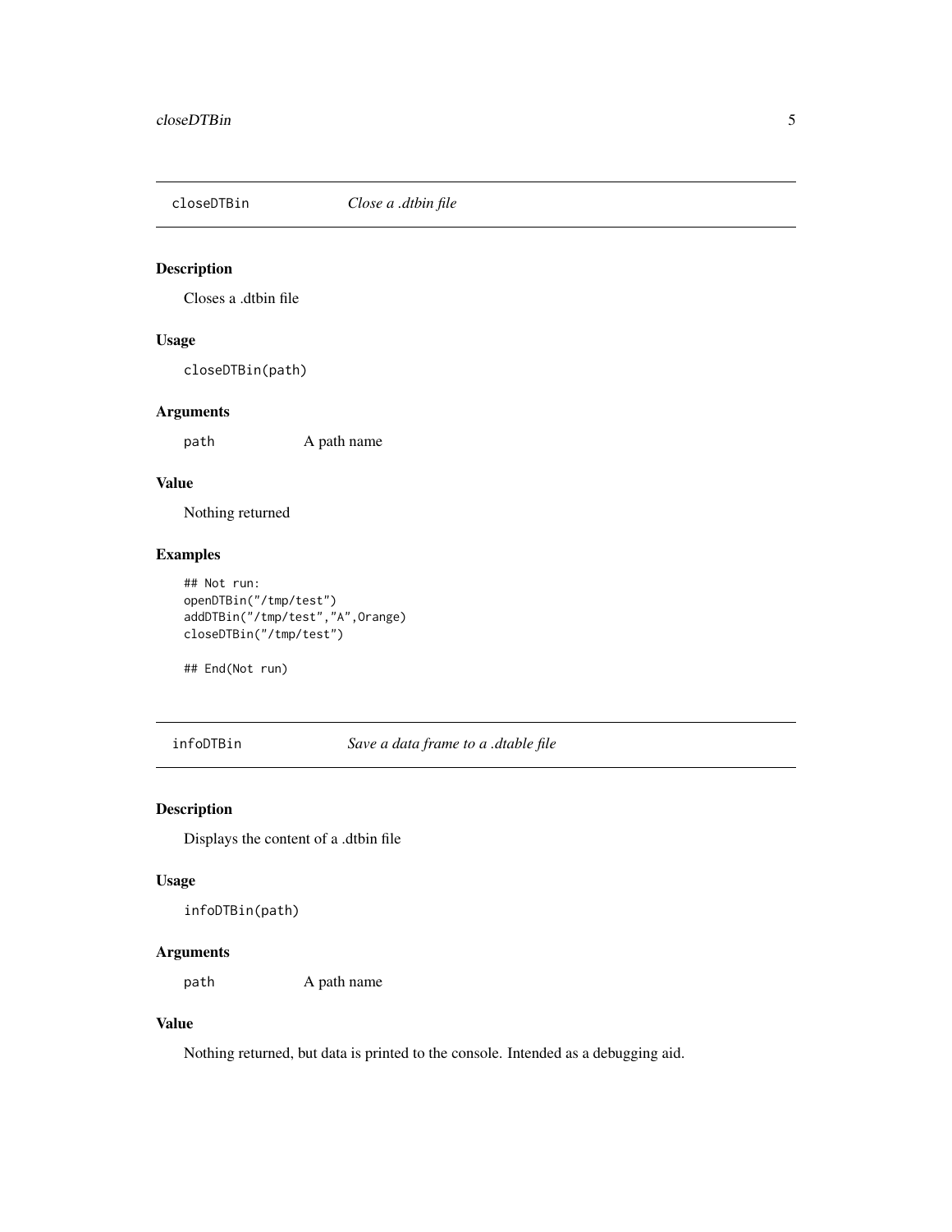## closeDTBin *Close a .dtbin file*

### Description

Closes a .dtbin file

### Usage

```
closeDTBin(path)
```

### Arguments

| | |
|---|---|
| path | A path name |

### Value

Nothing returned

### Examples

```
## Not run:
openDTBin("/tmp/test")
addDTBin("/tmp/test","A",Orange)
closeDTBin("/tmp/test")

## End(Not run)
```

## infoDTBin *Save a data frame to a .dtable file*

### Description

Displays the content of a .dtbin file

### Usage

```
infoDTBin(path)
```

### Arguments

| | |
|---|---|
| path | A path name |

### Value

Nothing returned, but data is printed to the console. Intended as a debugging aid.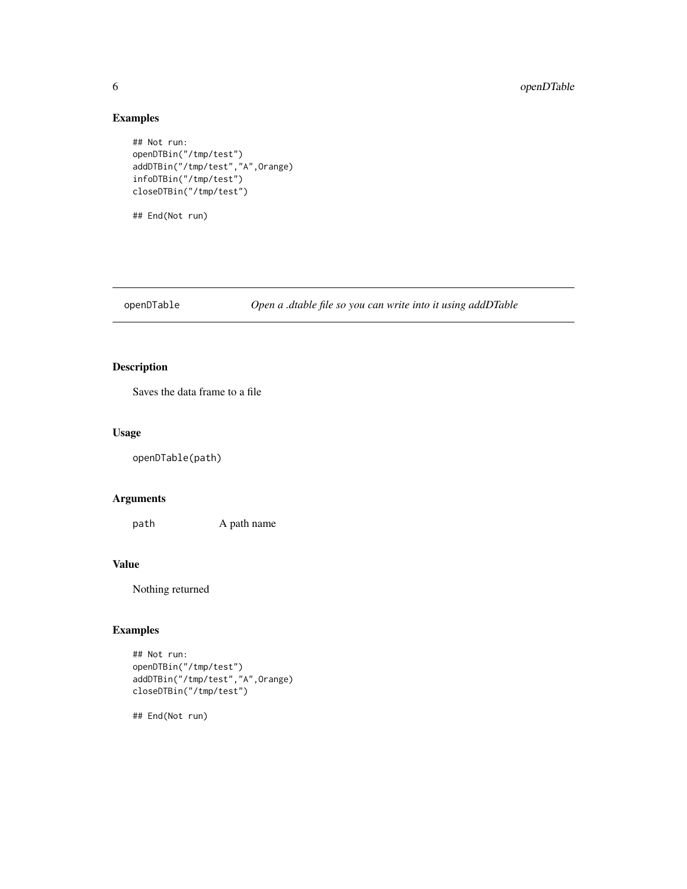### Examples

```
## Not run:
openDTBin("/tmp/test")
addDTBin("/tmp/test","A",Orange)
infoDTBin("/tmp/test")
closeDTBin("/tmp/test")

## End(Not run)
```

---

## openDTable — *Open a .dtable file so you can write into it using addDTable*

### Description

Saves the data frame to a file

### Usage

```
openDTable(path)
```

### Arguments

| | |
|---|---|
| path | A path name |

### Value

Nothing returned

### Examples

```
## Not run:
openDTBin("/tmp/test")
addDTBin("/tmp/test","A",Orange)
closeDTBin("/tmp/test")

## End(Not run)
```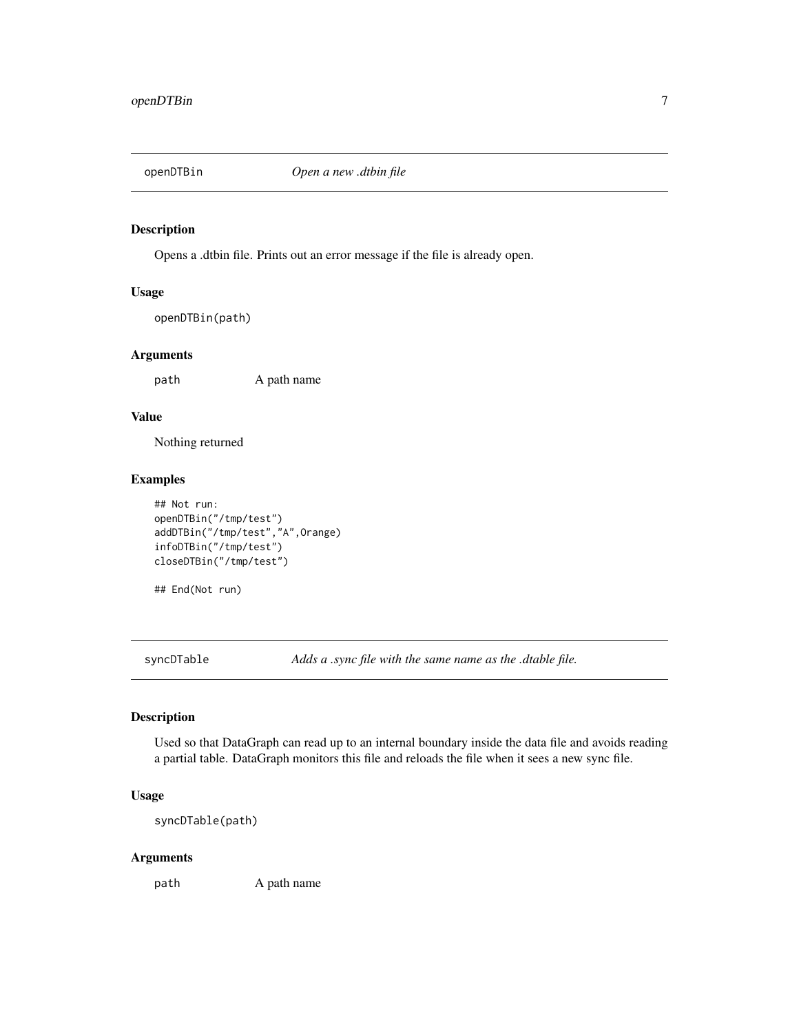## openDTBin — *Open a new .dtbin file*

### Description

Opens a .dtbin file. Prints out an error message if the file is already open.

### Usage

```
openDTBin(path)
```

### Arguments

| | |
|---|---|
| `path` | A path name |

### Value

Nothing returned

### Examples

```
## Not run:
openDTBin("/tmp/test")
addDTBin("/tmp/test","A",Orange)
infoDTBin("/tmp/test")
closeDTBin("/tmp/test")

## End(Not run)
```

## syncDTable — *Adds a .sync file with the same name as the .dtable file.*

### Description

Used so that DataGraph can read up to an internal boundary inside the data file and avoids reading a partial table. DataGraph monitors this file and reloads the file when it sees a new sync file.

### Usage

```
syncDTable(path)
```

### Arguments

| | |
|---|---|
| `path` | A path name |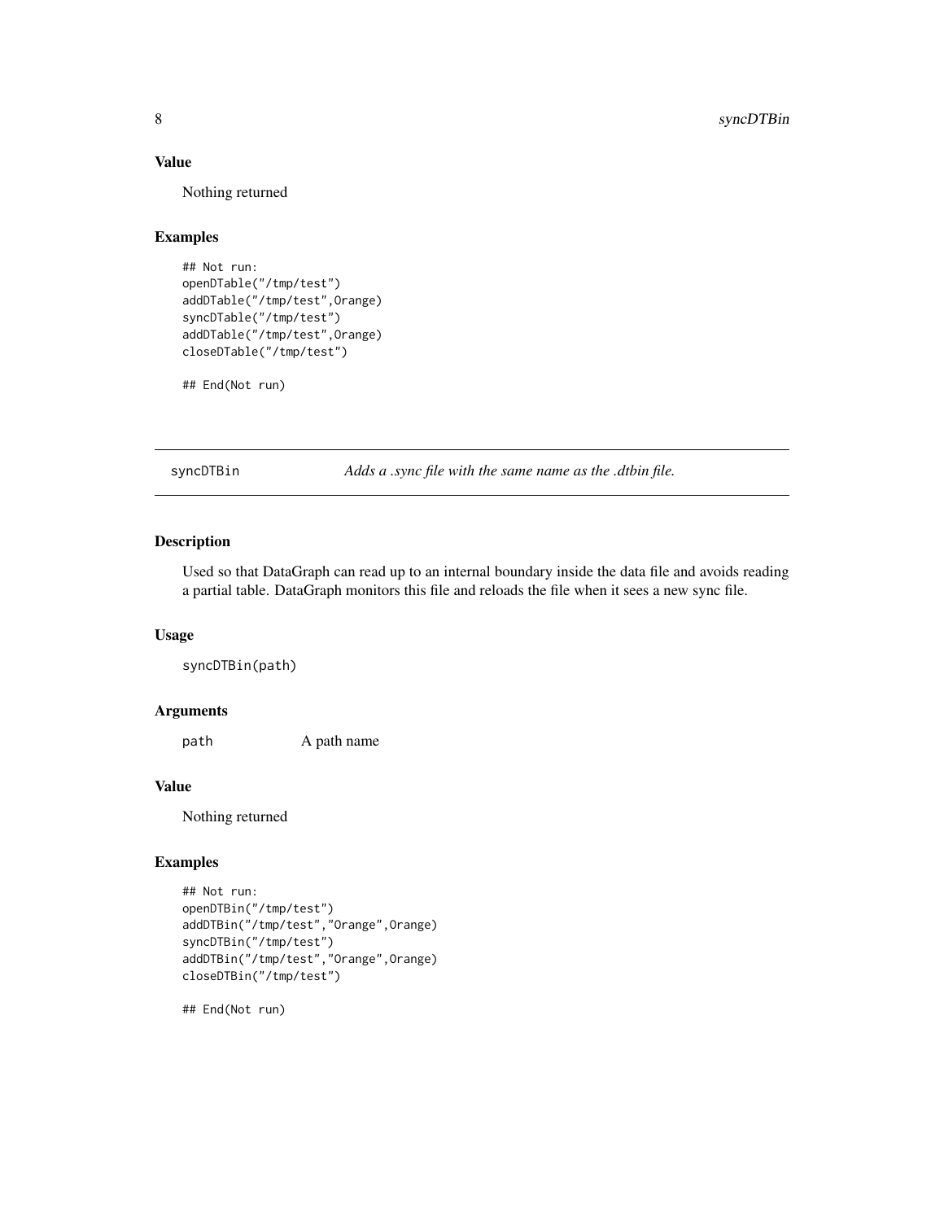### Value

Nothing returned

### Examples

```
## Not run:
openDTable("/tmp/test")
addDTable("/tmp/test",Orange)
syncDTable("/tmp/test")
addDTable("/tmp/test",Orange)
closeDTable("/tmp/test")

## End(Not run)
```

---

## syncDTBin — *Adds a .sync file with the same name as the .dtbin file.*

---

### Description

Used so that DataGraph can read up to an internal boundary inside the data file and avoids reading a partial table. DataGraph monitors this file and reloads the file when it sees a new sync file.

### Usage

```
syncDTBin(path)
```

### Arguments

| | |
|---|---|
| path | A path name |

### Value

Nothing returned

### Examples

```
## Not run:
openDTBin("/tmp/test")
addDTBin("/tmp/test","Orange",Orange)
syncDTBin("/tmp/test")
addDTBin("/tmp/test","Orange",Orange)
closeDTBin("/tmp/test")

## End(Not run)
```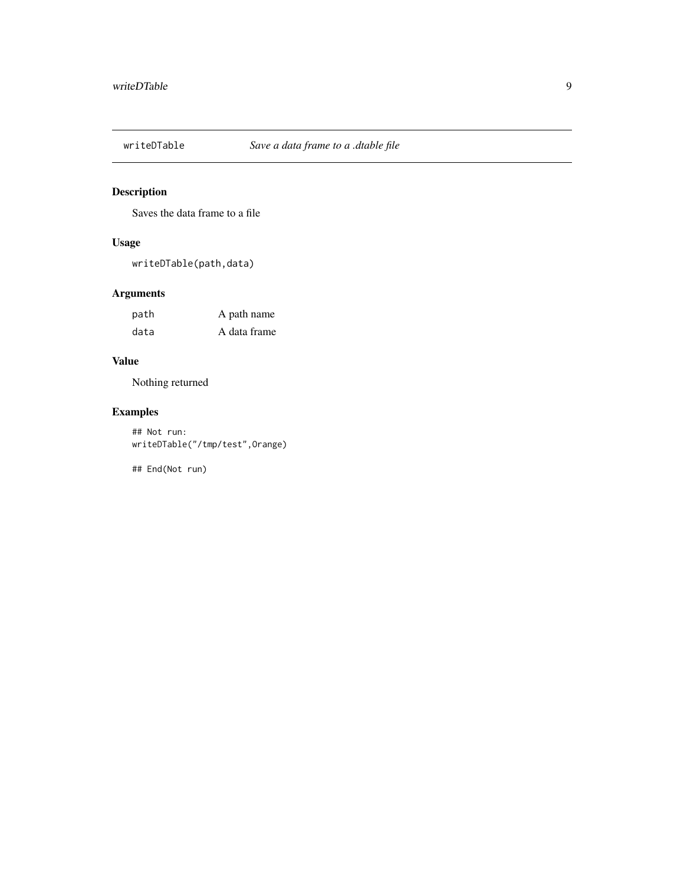## writeDTable — *Save a data frame to a .dtable file*

### Description

Saves the data frame to a file

### Usage

```
writeDTable(path,data)
```

### Arguments

| | |
|---|---|
| `path` | A path name |
| `data` | A data frame |

### Value

Nothing returned

### Examples

```
## Not run:
writeDTable("/tmp/test",Orange)

## End(Not run)
```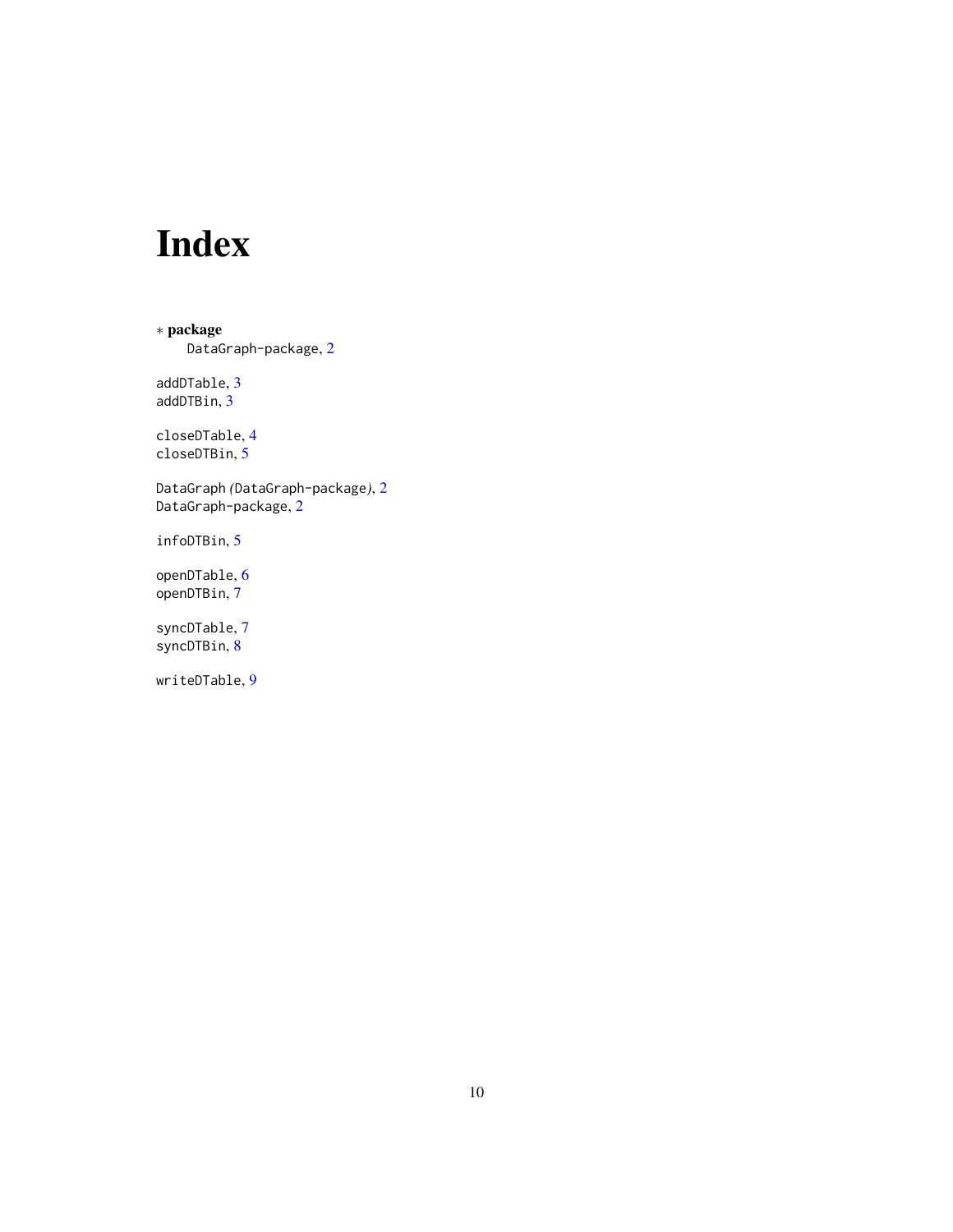# Index

∗ **package**
    DataGraph-package, 2

addDTable, 3
addDTBin, 3

closeDTable, 4
closeDTBin, 5

DataGraph *(*DataGraph-package*)*, 2
DataGraph-package, 2

infoDTBin, 5

openDTable, 6
openDTBin, 7

syncDTable, 7
syncDTBin, 8

writeDTable, 9